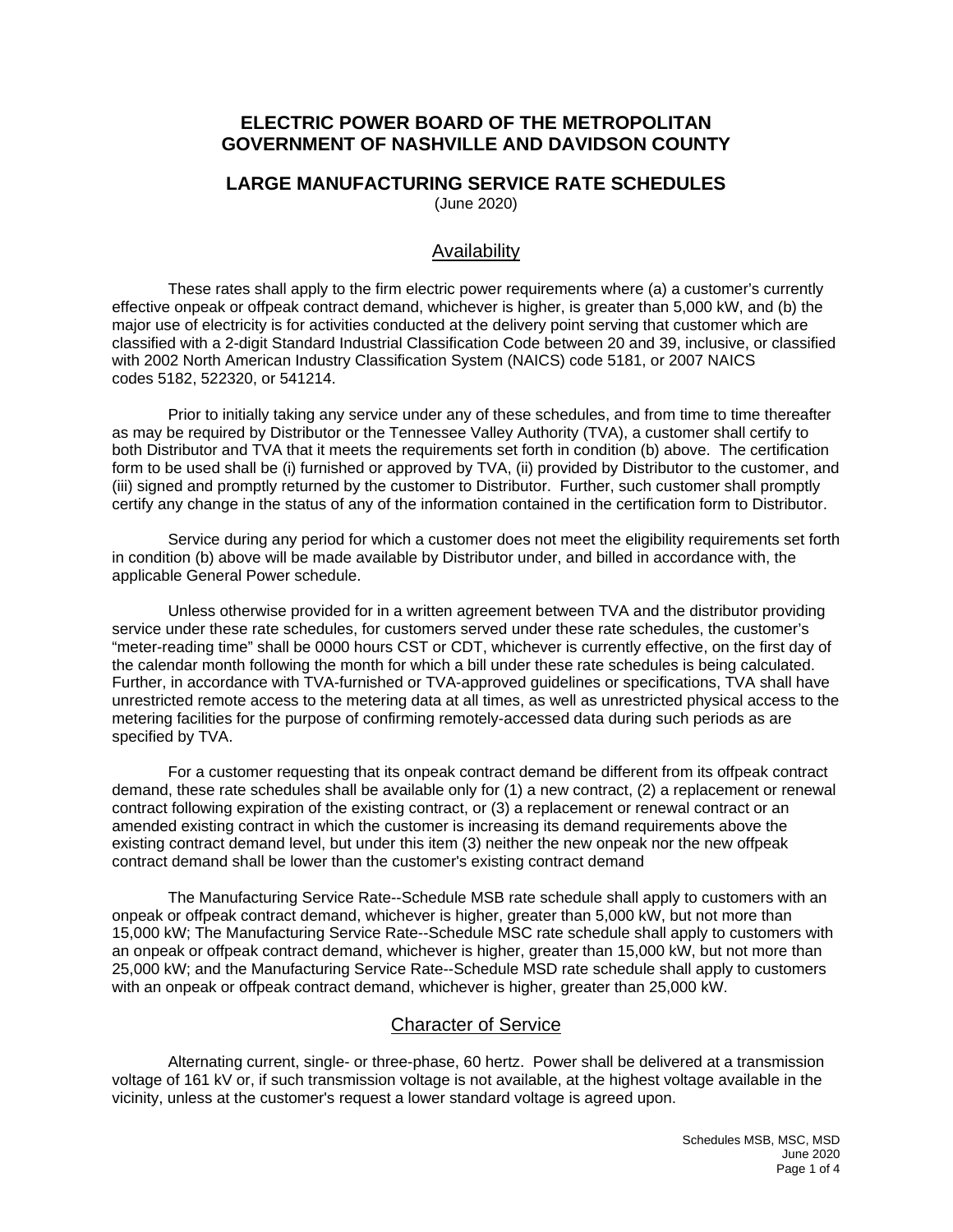# ELECTRIC POWER BOARD OF THE METROPOLITAN GOVERNMENT OF NASHVILLE AND DAVIDSON COUNTY

## LARGE MANUFACTURING SERVICE RATE SCHEDULES

(June 2020)

### Availability

These rates shall apply to the firm electric power requirements where (a) a customer's currently effective onpeak or offpeak contract demand, whichever is higher, is greater than 5,000 kW, and (b) the major use of electricity is for activities conducted at the delivery point serving that customer which are classified with a 2-digit Standard Industrial Classification Code between 20 and 39, inclusive, or classified with 2002 North American Industry Classification System (NAICS) code 5181, or 2007 NAICS codes 5182, 522320, or 541214.

Prior to initially taking any service under any of these schedules, and from time to time thereafter as may be required by Distributor or the Tennessee Valley Authority (TVA), a customer shall certify to both Distributor and TVA that it meets the requirements set forth in condition (b) above. The certification form to be used shall be (i) furnished or approved by TVA, (ii) provided by Distributor to the customer, and (iii) signed and promptly returned by the customer to Distributor. Further, such customer shall promptly certify any change in the status of any of the information contained in the certification form to Distributor.

Service during any period for which a customer does not meet the eligibility requirements set forth in condition (b) above will be made available by Distributor under, and billed in accordance with, the applicable General Power schedule.

Unless otherwise provided for in a written agreement between TVA and the distributor providing service under these rate schedules, for customers served under these rate schedules, the customer's "meter-reading time" shall be 0000 hours CST or CDT, whichever is currently effective, on the first day of the calendar month following the month for which a bill under these rate schedules is being calculated. Further, in accordance with TVA-furnished or TVA-approved guidelines or specifications, TVA shall have unrestricted remote access to the metering data at all times, as well as unrestricted physical access to the metering facilities for the purpose of confirming remotely-accessed data during such periods as are specified by TVA.

For a customer requesting that its onpeak contract demand be different from its offpeak contract demand, these rate schedules shall be available only for (1) a new contract, (2) a replacement or renewal contract following expiration of the existing contract, or (3) a replacement or renewal contract or an amended existing contract in which the customer is increasing its demand requirements above the existing contract demand level, but under this item (3) neither the new onpeak nor the new offpeak contract demand shall be lower than the customer's existing contract demand

The Manufacturing Service Rate--Schedule MSB rate schedule shall apply to customers with an onpeak or offpeak contract demand, whichever is higher, greater than 5,000 kW, but not more than 15,000 kW; The Manufacturing Service Rate--Schedule MSC rate schedule shall apply to customers with an onpeak or offpeak contract demand, whichever is higher, greater than 15,000 kW, but not more than 25,000 kW; and the Manufacturing Service Rate--Schedule MSD rate schedule shall apply to customers with an onpeak or offpeak contract demand, whichever is higher, greater than 25,000 kW.

### Character of Service

Alternating current, single- or three-phase, 60 hertz. Power shall be delivered at a transmission voltage of 161 kV or, if such transmission voltage is not available, at the highest voltage available in the vicinity, unless at the customer's request a lower standard voltage is agreed upon.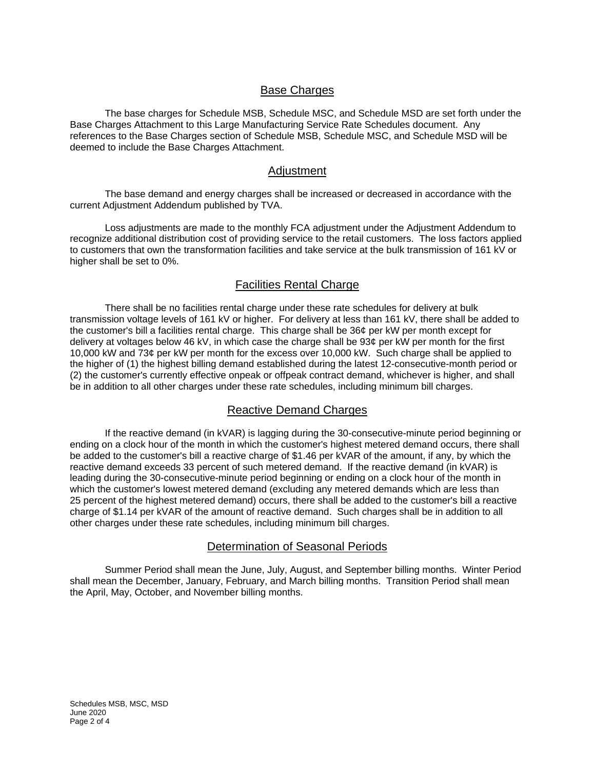## Base Charges

The base charges for Schedule MSB, Schedule MSC, and Schedule MSD are set forth under the Base Charges Attachment to this Large Manufacturing Service Rate Schedules document. Any references to the Base Charges section of Schedule MSB, Schedule MSC, and Schedule MSD will be deemed to include the Base Charges Attachment.

## Adjustment

The base demand and energy charges shall be increased or decreased in accordance with the current Adjustment Addendum published by TVA.

Loss adjustments are made to the monthly FCA adjustment under the Adjustment Addendum to recognize additional distribution cost of providing service to the retail customers. The loss factors applied to customers that own the transformation facilities and take service at the bulk transmission of 161 kV or higher shall be set to 0%.

## Facilities Rental Charge

There shall be no facilities rental charge under these rate schedules for delivery at bulk transmission voltage levels of 161 kV or higher. For delivery at less than 161 kV, there shall be added to the customer's bill a facilities rental charge. This charge shall be 36¢ per kW per month except for delivery at voltages below 46 kV, in which case the charge shall be 93¢ per kW per month for the first 10,000 kW and 73¢ per kW per month for the excess over 10,000 kW. Such charge shall be applied to the higher of (1) the highest billing demand established during the latest 12-consecutive-month period or (2) the customer's currently effective onpeak or offpeak contract demand, whichever is higher, and shall be in addition to all other charges under these rate schedules, including minimum bill charges.

## Reactive Demand Charges

If the reactive demand (in kVAR) is lagging during the 30-consecutive-minute period beginning or ending on a clock hour of the month in which the customer's highest metered demand occurs, there shall be added to the customer's bill a reactive charge of $1.46 per kVAR of the amount, if any, by which the reactive demand exceeds 33 percent of such metered demand. If the reactive demand (in kVAR) is leading during the 30-consecutive-minute period beginning or ending on a clock hour of the month in which the customer's lowest metered demand (excluding any metered demands which are less than 25 percent of the highest metered demand) occurs, there shall be added to the customer's bill a reactive charge of $1.14 per kVAR of the amount of reactive demand. Such charges shall be in addition to all other charges under these rate schedules, including minimum bill charges.

## Determination of Seasonal Periods

Summer Period shall mean the June, July, August, and September billing months. Winter Period shall mean the December, January, February, and March billing months. Transition Period shall mean the April, May, October, and November billing months.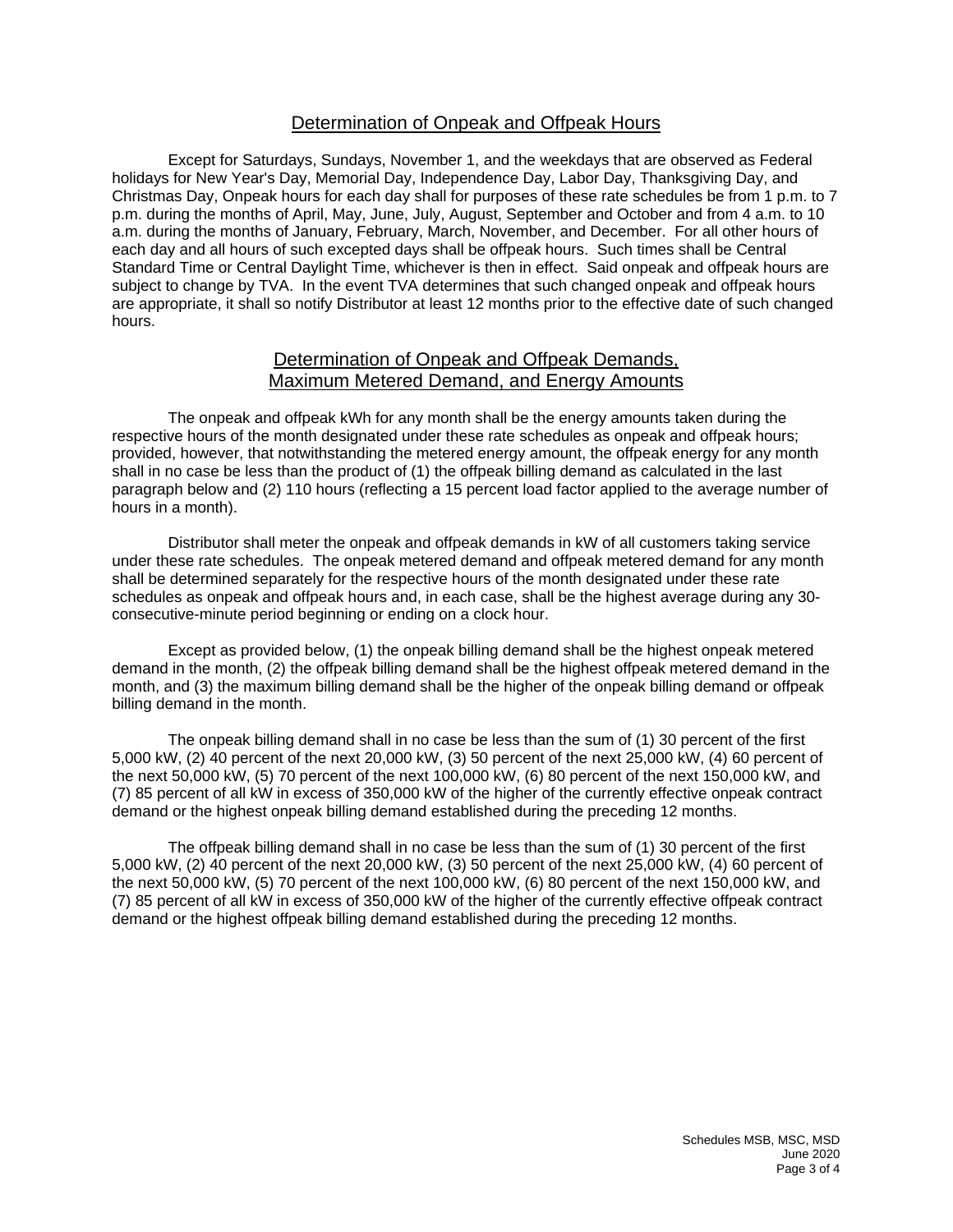## Determination of Onpeak and Offpeak Hours

Except for Saturdays, Sundays, November 1, and the weekdays that are observed as Federal holidays for New Year's Day, Memorial Day, Independence Day, Labor Day, Thanksgiving Day, and Christmas Day, Onpeak hours for each day shall for purposes of these rate schedules be from 1 p.m. to 7 p.m. during the months of April, May, June, July, August, September and October and from 4 a.m. to 10 a.m. during the months of January, February, March, November, and December. For all other hours of each day and all hours of such excepted days shall be offpeak hours. Such times shall be Central Standard Time or Central Daylight Time, whichever is then in effect. Said onpeak and offpeak hours are subject to change by TVA. In the event TVA determines that such changed onpeak and offpeak hours are appropriate, it shall so notify Distributor at least 12 months prior to the effective date of such changed hours.

## Determination of Onpeak and Offpeak Demands, Maximum Metered Demand, and Energy Amounts

The onpeak and offpeak kWh for any month shall be the energy amounts taken during the respective hours of the month designated under these rate schedules as onpeak and offpeak hours; provided, however, that notwithstanding the metered energy amount, the offpeak energy for any month shall in no case be less than the product of (1) the offpeak billing demand as calculated in the last paragraph below and (2) 110 hours (reflecting a 15 percent load factor applied to the average number of hours in a month).

Distributor shall meter the onpeak and offpeak demands in kW of all customers taking service under these rate schedules. The onpeak metered demand and offpeak metered demand for any month shall be determined separately for the respective hours of the month designated under these rate schedules as onpeak and offpeak hours and, in each case, shall be the highest average during any 30-consecutive-minute period beginning or ending on a clock hour.

Except as provided below, (1) the onpeak billing demand shall be the highest onpeak metered demand in the month, (2) the offpeak billing demand shall be the highest offpeak metered demand in the month, and (3) the maximum billing demand shall be the higher of the onpeak billing demand or offpeak billing demand in the month.

The onpeak billing demand shall in no case be less than the sum of (1) 30 percent of the first 5,000 kW, (2) 40 percent of the next 20,000 kW, (3) 50 percent of the next 25,000 kW, (4) 60 percent of the next 50,000 kW, (5) 70 percent of the next 100,000 kW, (6) 80 percent of the next 150,000 kW, and (7) 85 percent of all kW in excess of 350,000 kW of the higher of the currently effective onpeak contract demand or the highest onpeak billing demand established during the preceding 12 months.

The offpeak billing demand shall in no case be less than the sum of (1) 30 percent of the first 5,000 kW, (2) 40 percent of the next 20,000 kW, (3) 50 percent of the next 25,000 kW, (4) 60 percent of the next 50,000 kW, (5) 70 percent of the next 100,000 kW, (6) 80 percent of the next 150,000 kW, and (7) 85 percent of all kW in excess of 350,000 kW of the higher of the currently effective offpeak contract demand or the highest offpeak billing demand established during the preceding 12 months.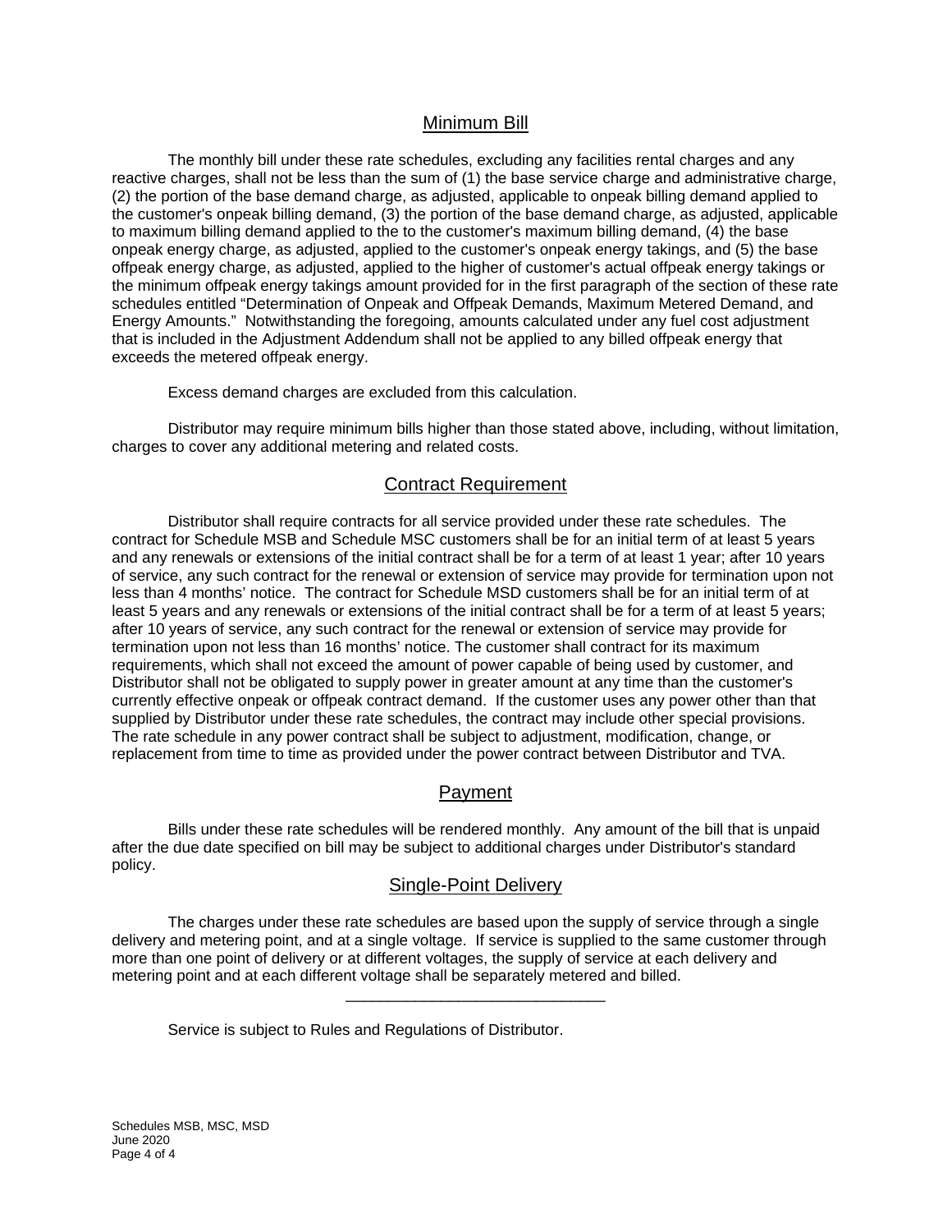## Minimum Bill

The monthly bill under these rate schedules, excluding any facilities rental charges and any reactive charges, shall not be less than the sum of (1) the base service charge and administrative charge, (2) the portion of the base demand charge, as adjusted, applicable to onpeak billing demand applied to the customer's onpeak billing demand, (3) the portion of the base demand charge, as adjusted, applicable to maximum billing demand applied to the to the customer's maximum billing demand, (4) the base onpeak energy charge, as adjusted, applied to the customer's onpeak energy takings, and (5) the base offpeak energy charge, as adjusted, applied to the higher of customer's actual offpeak energy takings or the minimum offpeak energy takings amount provided for in the first paragraph of the section of these rate schedules entitled "Determination of Onpeak and Offpeak Demands, Maximum Metered Demand, and Energy Amounts." Notwithstanding the foregoing, amounts calculated under any fuel cost adjustment that is included in the Adjustment Addendum shall not be applied to any billed offpeak energy that exceeds the metered offpeak energy.

Excess demand charges are excluded from this calculation.

Distributor may require minimum bills higher than those stated above, including, without limitation, charges to cover any additional metering and related costs.

## Contract Requirement

Distributor shall require contracts for all service provided under these rate schedules. The contract for Schedule MSB and Schedule MSC customers shall be for an initial term of at least 5 years and any renewals or extensions of the initial contract shall be for a term of at least 1 year; after 10 years of service, any such contract for the renewal or extension of service may provide for termination upon not less than 4 months' notice. The contract for Schedule MSD customers shall be for an initial term of at least 5 years and any renewals or extensions of the initial contract shall be for a term of at least 5 years; after 10 years of service, any such contract for the renewal or extension of service may provide for termination upon not less than 16 months' notice. The customer shall contract for its maximum requirements, which shall not exceed the amount of power capable of being used by customer, and Distributor shall not be obligated to supply power in greater amount at any time than the customer's currently effective onpeak or offpeak contract demand. If the customer uses any power other than that supplied by Distributor under these rate schedules, the contract may include other special provisions. The rate schedule in any power contract shall be subject to adjustment, modification, change, or replacement from time to time as provided under the power contract between Distributor and TVA.

## Payment

Bills under these rate schedules will be rendered monthly. Any amount of the bill that is unpaid after the due date specified on bill may be subject to additional charges under Distributor's standard policy.

## Single-Point Delivery

The charges under these rate schedules are based upon the supply of service through a single delivery and metering point, and at a single voltage. If service is supplied to the same customer through more than one point of delivery or at different voltages, the supply of service at each delivery and metering point and at each different voltage shall be separately metered and billed.

---

Service is subject to Rules and Regulations of Distributor.

Schedules MSB, MSC, MSD
June 2020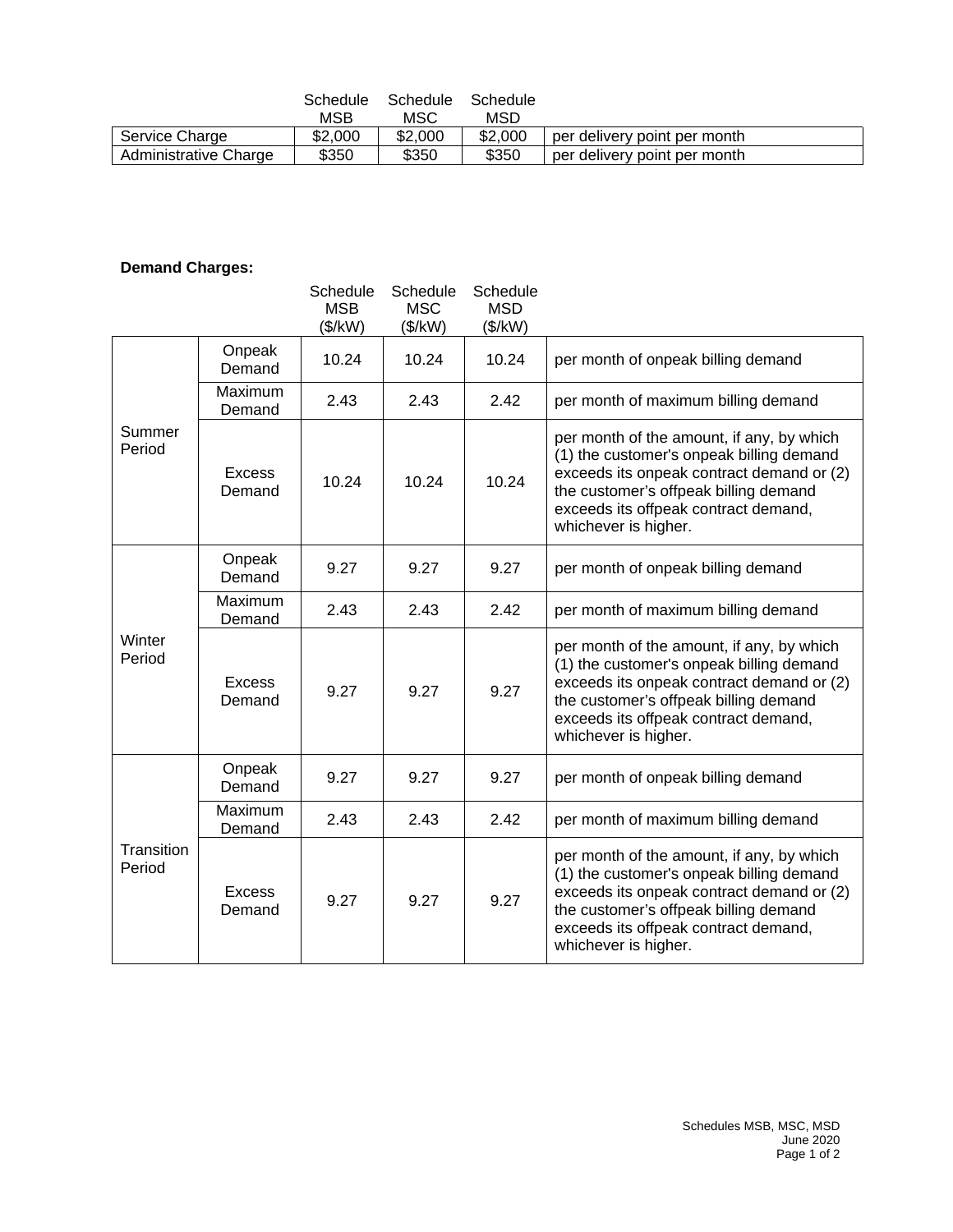| | Schedule MSB | Schedule MSC | Schedule MSD | |
|---|---|---|---|---|
| Service Charge | $2,000 | $2,000 | $2,000 | per delivery point per month |
| Administrative Charge | $350 | $350 | $350 | per delivery point per month |

**Demand Charges:**

| | | Schedule MSB ($/kW) | Schedule MSC ($/kW) | Schedule MSD ($/kW) | |
|---|---|---|---|---|---|
| Summer Period | Onpeak Demand | 10.24 | 10.24 | 10.24 | per month of onpeak billing demand |
| | Maximum Demand | 2.43 | 2.43 | 2.42 | per month of maximum billing demand |
| | Excess Demand | 10.24 | 10.24 | 10.24 | per month of the amount, if any, by which (1) the customer's onpeak billing demand exceeds its onpeak contract demand or (2) the customer's offpeak billing demand exceeds its offpeak contract demand, whichever is higher. |
| Winter Period | Onpeak Demand | 9.27 | 9.27 | 9.27 | per month of onpeak billing demand |
| | Maximum Demand | 2.43 | 2.43 | 2.42 | per month of maximum billing demand |
| | Excess Demand | 9.27 | 9.27 | 9.27 | per month of the amount, if any, by which (1) the customer's onpeak billing demand exceeds its onpeak contract demand or (2) the customer's offpeak billing demand exceeds its offpeak contract demand, whichever is higher. |
| Transition Period | Onpeak Demand | 9.27 | 9.27 | 9.27 | per month of onpeak billing demand |
| | Maximum Demand | 2.43 | 2.43 | 2.42 | per month of maximum billing demand |
| | Excess Demand | 9.27 | 9.27 | 9.27 | per month of the amount, if any, by which (1) the customer's onpeak billing demand exceeds its onpeak contract demand or (2) the customer's offpeak billing demand exceeds its offpeak contract demand, whichever is higher. |

Schedules MSB, MSC, MSD
June 2020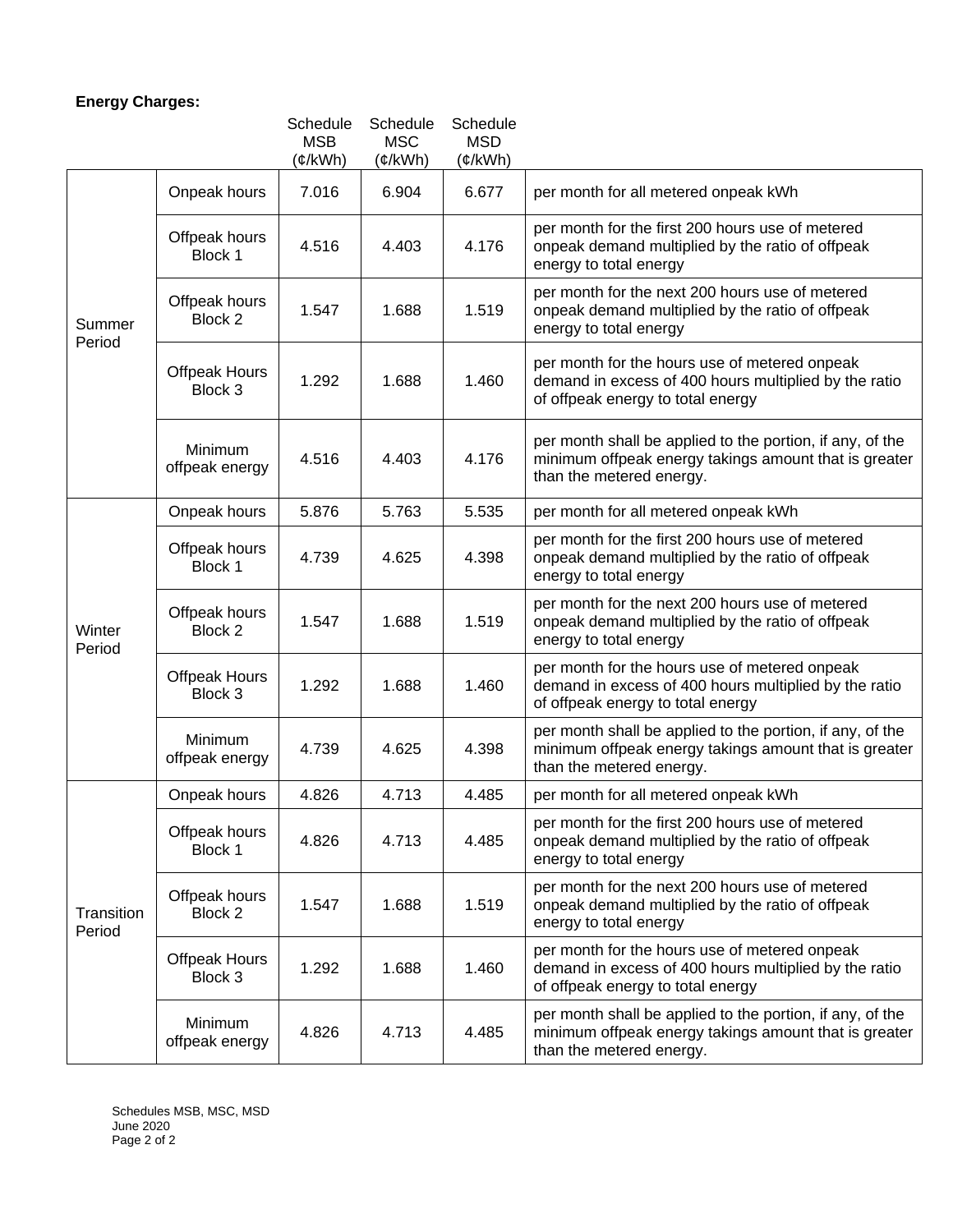**Energy Charges:**

| | | Schedule MSB (¢/kWh) | Schedule MSC (¢/kWh) | Schedule MSD (¢/kWh) | |
|---|---|---|---|---|---|
| Summer Period | Onpeak hours | 7.016 | 6.904 | 6.677 | per month for all metered onpeak kWh |
| | Offpeak hours Block 1 | 4.516 | 4.403 | 4.176 | per month for the first 200 hours use of metered onpeak demand multiplied by the ratio of offpeak energy to total energy |
| | Offpeak hours Block 2 | 1.547 | 1.688 | 1.519 | per month for the next 200 hours use of metered onpeak demand multiplied by the ratio of offpeak energy to total energy |
| | Offpeak Hours Block 3 | 1.292 | 1.688 | 1.460 | per month for the hours use of metered onpeak demand in excess of 400 hours multiplied by the ratio of offpeak energy to total energy |
| | Minimum offpeak energy | 4.516 | 4.403 | 4.176 | per month shall be applied to the portion, if any, of the minimum offpeak energy takings amount that is greater than the metered energy. |
| Winter Period | Onpeak hours | 5.876 | 5.763 | 5.535 | per month for all metered onpeak kWh |
| | Offpeak hours Block 1 | 4.739 | 4.625 | 4.398 | per month for the first 200 hours use of metered onpeak demand multiplied by the ratio of offpeak energy to total energy |
| | Offpeak hours Block 2 | 1.547 | 1.688 | 1.519 | per month for the next 200 hours use of metered onpeak demand multiplied by the ratio of offpeak energy to total energy |
| | Offpeak Hours Block 3 | 1.292 | 1.688 | 1.460 | per month for the hours use of metered onpeak demand in excess of 400 hours multiplied by the ratio of offpeak energy to total energy |
| | Minimum offpeak energy | 4.739 | 4.625 | 4.398 | per month shall be applied to the portion, if any, of the minimum offpeak energy takings amount that is greater than the metered energy. |
| Transition Period | Onpeak hours | 4.826 | 4.713 | 4.485 | per month for all metered onpeak kWh |
| | Offpeak hours Block 1 | 4.826 | 4.713 | 4.485 | per month for the first 200 hours use of metered onpeak demand multiplied by the ratio of offpeak energy to total energy |
| | Offpeak hours Block 2 | 1.547 | 1.688 | 1.519 | per month for the next 200 hours use of metered onpeak demand multiplied by the ratio of offpeak energy to total energy |
| | Offpeak Hours Block 3 | 1.292 | 1.688 | 1.460 | per month for the hours use of metered onpeak demand in excess of 400 hours multiplied by the ratio of offpeak energy to total energy |
| | Minimum offpeak energy | 4.826 | 4.713 | 4.485 | per month shall be applied to the portion, if any, of the minimum offpeak energy takings amount that is greater than the metered energy. |